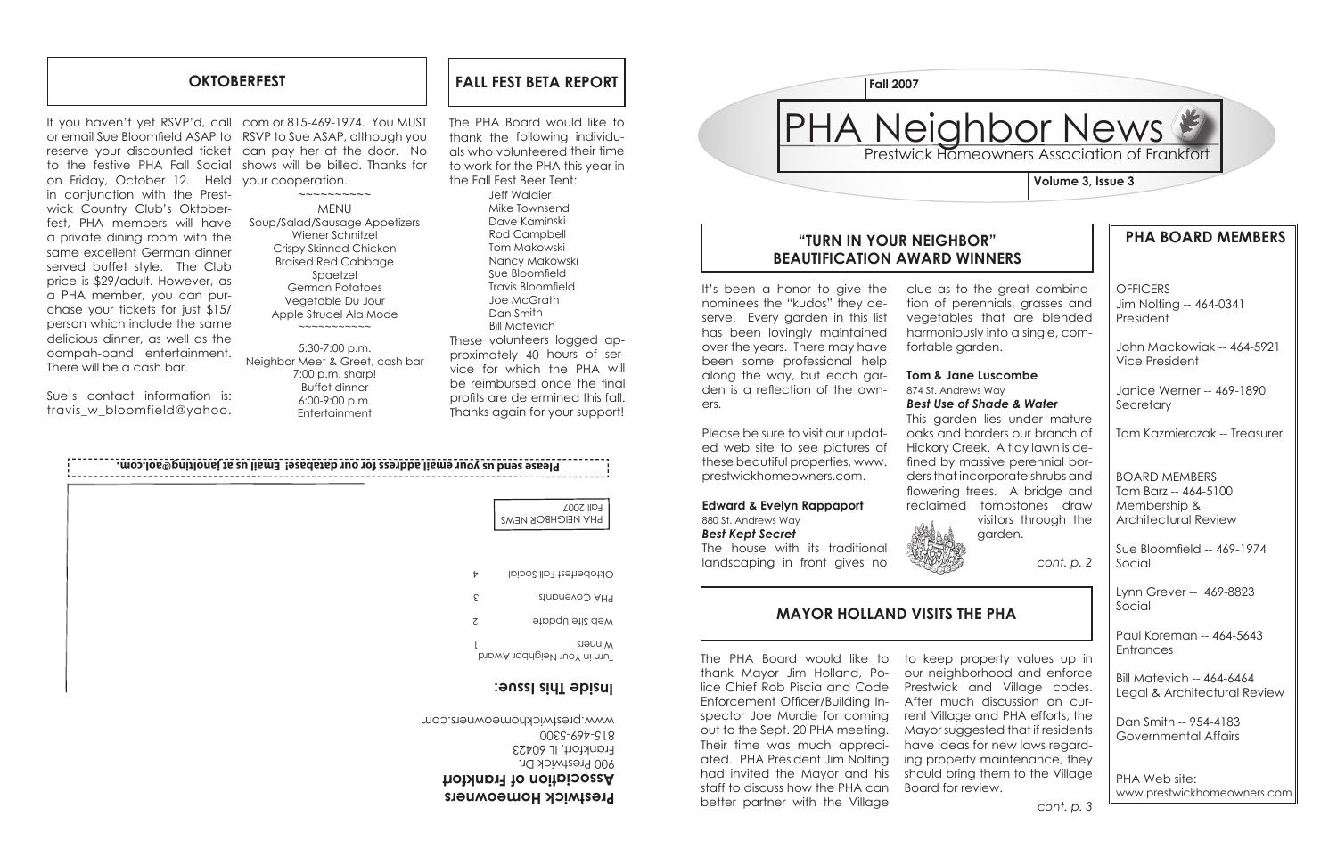## OKTOBERFEST

If you haven't yet RSVP'd, call or email Sue Bloomfield ASAP to reserve your discounted ticket to the festive PHA Fall Social on Friday, October 12. Held in conjunction with the Prestwick Country Club's Oktoberfest, PHA members will have a private dining room with the same excellent German dinner served buffet style. The Club price is $29/adult. However, as a PHA member, you can purchase your tickets for just $15/person which include the same delicious dinner, as well as the oompah-band entertainment. There will be a cash bar.

Sue's contact information is: travis_w_bloomfield@yahoo.com or 815-469-1974. You MUST RSVP to Sue ASAP, although you can pay her at the door. No shows will be billed. Thanks for your cooperation.

~~~~~~~~~~

MENU
Soup/Salad/Sausage Appetizers
Wiener Schnitzel
Crispy Skinned Chicken
Braised Red Cabbage
Spaetzel
German Potatoes
Vegetable Du Jour
Apple Strudel Ala Mode

~~~~~~~~~~~

5:30-7:00 p.m.
Neighbor Meet & Greet, cash bar
7:00 p.m. sharp!
Buffet dinner
6:00-9:00 p.m.
Entertainment

## FALL FEST BETA REPORT

The PHA Board would like to thank the following individuals who volunteered their time to work for the PHA this year in the Fall Fest Beer Tent:

Jeff Waldier
Mike Townsend
Dave Kaminski
Rod Campbell
Tom Makowski
Nancy Makowski
Sue Bloomfield
Travis Bloomfield
Joe McGrath
Dan Smith
Bill Matevich

These volunteers logged approximately 40 hours of service for which the PHA will be reimbursed once the final profits are determined this fall. Thanks again for your support!

**Please send us your email address for our database! Email us at janolting@aol.com.**

**Prestwick Homeowners Association of Frankfort**
900 Prestwick Dr.
Frankfort, IL 60423
815-469-5300
www.prestwickhomeowners.com

PHA NEIGHBOR NEWS
Fall 2007

### Inside This Issue:

- Turn in Your Neighbor Award Winners — 1
- Web Site Update — 2
- PHA Covenants — 3
- Oktoberfest Fall Social — 4

**Fall 2007**

# PHA Neighbor News

Prestwick Homeowners Association of Frankfort

**Volume 3, Issue 3**

## "TURN IN YOUR NEIGHBOR" BEAUTIFICATION AWARD WINNERS

It's been a honor to give the nominees the "kudos" they deserve. Every garden in this list has been lovingly maintained over the years. There may have been some professional help along the way, but each garden is a reflection of the owners.

Please be sure to visit our updated web site to see pictures of these beautiful properties, www.prestwickhomeowners.com.

**Edward & Evelyn Rappaport**
880 St. Andrews Way
***Best Kept Secret***
The house with its traditional landscaping in front gives no clue as to the great combination of perennials, grasses and vegetables that are blended harmoniously into a single, comfortable garden.

**Tom & Jane Luscombe**
874 St. Andrews Way
***Best Use of Shade & Water***
This garden lies under mature oaks and borders our branch of Hickory Creek. A tidy lawn is defined by massive perennial borders that incorporate shrubs and flowering trees. A bridge and reclaimed tombstones draw visitors through the garden.

*cont. p. 2*

## MAYOR HOLLAND VISITS THE PHA

The PHA Board would like to thank Mayor Jim Holland, Police Chief Rob Piscia and Code Enforcement Officer/Building Inspector Joe Murdie for coming out to the Sept. 20 PHA meeting. Their time was much appreciated. PHA President Jim Nolting had invited the Mayor and his staff to discuss how the PHA can better partner with the Village to keep property values up in our neighborhood and enforce Prestwick and Village codes. After much discussion on current Village and PHA efforts, the Mayor suggested that if residents have ideas for new laws regarding property maintenance, they should bring them to the Village Board for review.

*cont. p. 3*

## PHA BOARD MEMBERS

OFFICERS
Jim Nolting -- 464-0341
President

John Mackowiak -- 464-5921
Vice President

Janice Werner -- 469-1890
Secretary

Tom Kazmierczak -- Treasurer

BOARD MEMBERS
Tom Barz -- 464-5100
Membership & Architectural Review

Sue Bloomfield -- 469-1974
Social

Lynn Grever -- 469-8823
Social

Paul Koreman -- 464-5643
Entrances

Bill Matevich -- 464-6464
Legal & Architectural Review

Dan Smith -- 954-4183
Governmental Affairs

PHA Web site:
www.prestwickhomeowners.com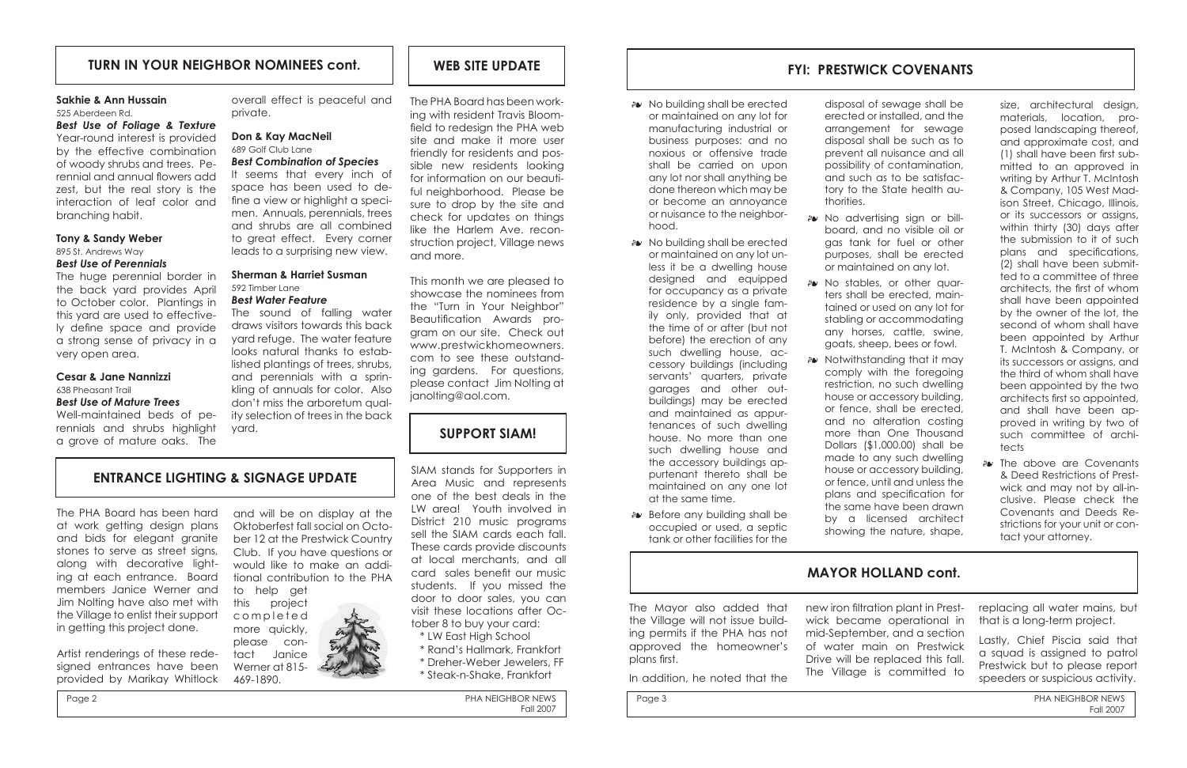## TURN IN YOUR NEIGHBOR NOMINEES cont.

**Sakhie & Ann Hussain**
525 Aberdeen Rd.
***Best Use of Foliage & Texture***
Year-round interest is provided by the effective combination of woody shrubs and trees. Perennial and annual flowers add zest, but the real story is the interaction of leaf color and branching habit.

**Tony & Sandy Weber**
895 St. Andrews Way
***Best Use of Perennials***
The huge perennial border in the back yard provides April to October color. Plantings in this yard are used to effectively define space and provide a strong sense of privacy in a very open area.

**Cesar & Jane Nannizzi**
638 Pheasant Trail
***Best Use of Mature Trees***
Well-maintained beds of perennials and shrubs highlight a grove of mature oaks. The overall effect is peaceful and private.

**Don & Kay MacNeil**
689 Golf Club Lane
***Best Combination of Species***
It seems that every inch of space has been used to define a view or highlight a specimen. Annuals, perennials, trees and shrubs are all combined to great effect. Every corner leads to a surprising new view.

**Sherman & Harriet Susman**
592 Timber Lane
***Best Water Feature***
The sound of falling water draws visitors towards this back yard refuge. The water feature looks natural thanks to established plantings of trees, shrubs, and perennials with a sprinkling of annuals for color. Also don't miss the arboretum quality selection of trees in the back yard.

## WEB SITE UPDATE

The PHA Board has been working with resident Travis Bloomfield to redesign the PHA web site and make it more user friendly for residents and possible new residents looking for information on our beautiful neighborhood. Please be sure to drop by the site and check for updates on things like the Harlem Ave. reconstruction project, Village news and more.

This month we are pleased to showcase the nominees from the "Turn in Your Neighbor" Beautification Awards program on our site. Check out www.prestwickhomeowners.com to see these outstanding gardens. For questions, please contact Jim Nolting at janolting@aol.com.

## ENTRANCE LIGHTING & SIGNAGE UPDATE

The PHA Board has been hard at work getting design plans and bids for elegant granite stones to serve as street signs, along with decorative lighting at each entrance. Board members Janice Werner and Jim Nolting have also met with the Village to enlist their support in getting this project done.

Artist renderings of these redesigned entrances have been provided by Marikay Whitlock and will be on display at the Oktoberfest fall social on October 12 at the Prestwick Country Club. If you have questions or would like to make an additional contribution to the PHA to help get this project completed more quickly, please contact Janice Werner at 815-469-1890.

## SUPPORT SIAM!

SIAM stands for Supporters in Area Music and represents one of the best deals in the LW area! Youth involved in District 210 music programs sell the SIAM cards each fall. These cards provide discounts at local merchants, and all card sales benefit our music students. If you missed the door to door sales, you can visit these locations after October 8 to buy your card:

* LW East High School
* Rand's Hallmark, Frankfort
* Dreher-Weber Jewelers, FF
* Steak-n-Shake, Frankfort

## FYI: PRESTWICK COVENANTS

- No building shall be erected or maintained on any lot for manufacturing industrial or business purposes: and no noxious or offensive trade shall be carried on upon any lot nor shall anything be done thereon which may be or become an annoyance or nuisance to the neighborhood.
- No building shall be erected or maintained on any lot unless it be a dwelling house designed and equipped for occupancy as a private residence by a single family only, provided that at the time of or after (but not before) the erection of any such dwelling house, accessory buildings (including servants' quarters, private garages and other outbuildings) may be erected and maintained as appurtenances of such dwelling house. No more than one such dwelling house and the accessory buildings appurtenant thereto shall be maintained on any one lot at the same time.
- Before any building shall be occupied or used, a septic tank or other facilities for the disposal of sewage shall be erected or installed, and the arrangement for sewage disposal shall be such as to prevent all nuisance and all possibility of contamination, and such as to be satisfactory to the State health authorities.
- No advertising sign or billboard, and no visible oil or gas tank for fuel or other purposes, shall be erected or maintained on any lot.
- No stables, or other quarters shall be erected, maintained or used on any lot for stabling or accommodating any horses, cattle, swine, goats, sheep, bees or fowl.
- Notwithstanding that it may comply with the foregoing restriction, no such dwelling house or accessory building, or fence, shall be erected, and no alteration costing more than One Thousand Dollars ($1,000.00) shall be made to any such dwelling house or accessory building, or fence, until and unless the plans and specification for the same have been drawn by a licensed architect showing the nature, shape, size, architectural design, materials, location, proposed landscaping thereof, and approximate cost, and (1) shall have been first submitted to an approved in writing by Arthur T. McIntosh & Company, 105 West Madison Street, Chicago, Illinois, or its successors or assigns, within thirty (30) days after the submission to it of such plans and specifications, (2) shall have been submitted to a committee of three architects, the first of whom shall have been appointed by the owner of the lot, the second of whom shall have been appointed by Arthur T. McIntosh & Company, or its successors or assigns, and the third of whom shall have been appointed by the two architects first so appointed, and shall have been approved in writing by two of such committee of architects
- The above are Covenants & Deed Restrictions of Prestwick and may not by all-inclusive. Please check the Covenants and Deeds Restrictions for your unit or contact your attorney.

## MAYOR HOLLAND cont.

The Mayor also added that the Village will not issue building permits if the PHA has not approved the homeowner's plans first.

In addition, he noted that the new iron filtration plant in Prestwick became operational in mid-September, and a section of water main on Prestwick Drive will be replaced this fall. The Village is committed to replacing all water mains, but that is a long-term project.

Lastly, Chief Piscia said that a squad is assigned to patrol Prestwick but to please report speeders or suspicious activity.